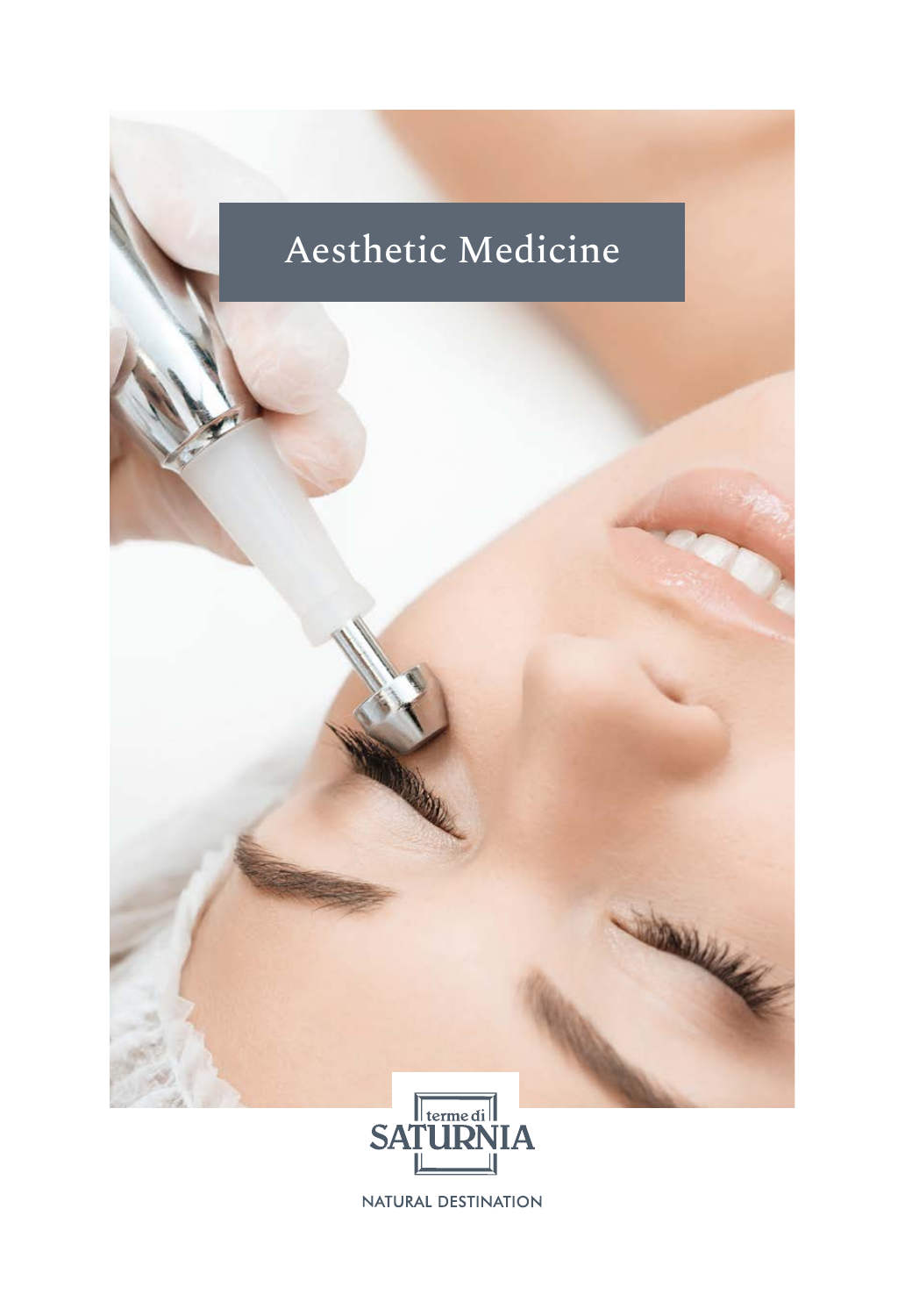# Aesthetic Medicine

terme di SATURNIA

NATURAL DESTINATION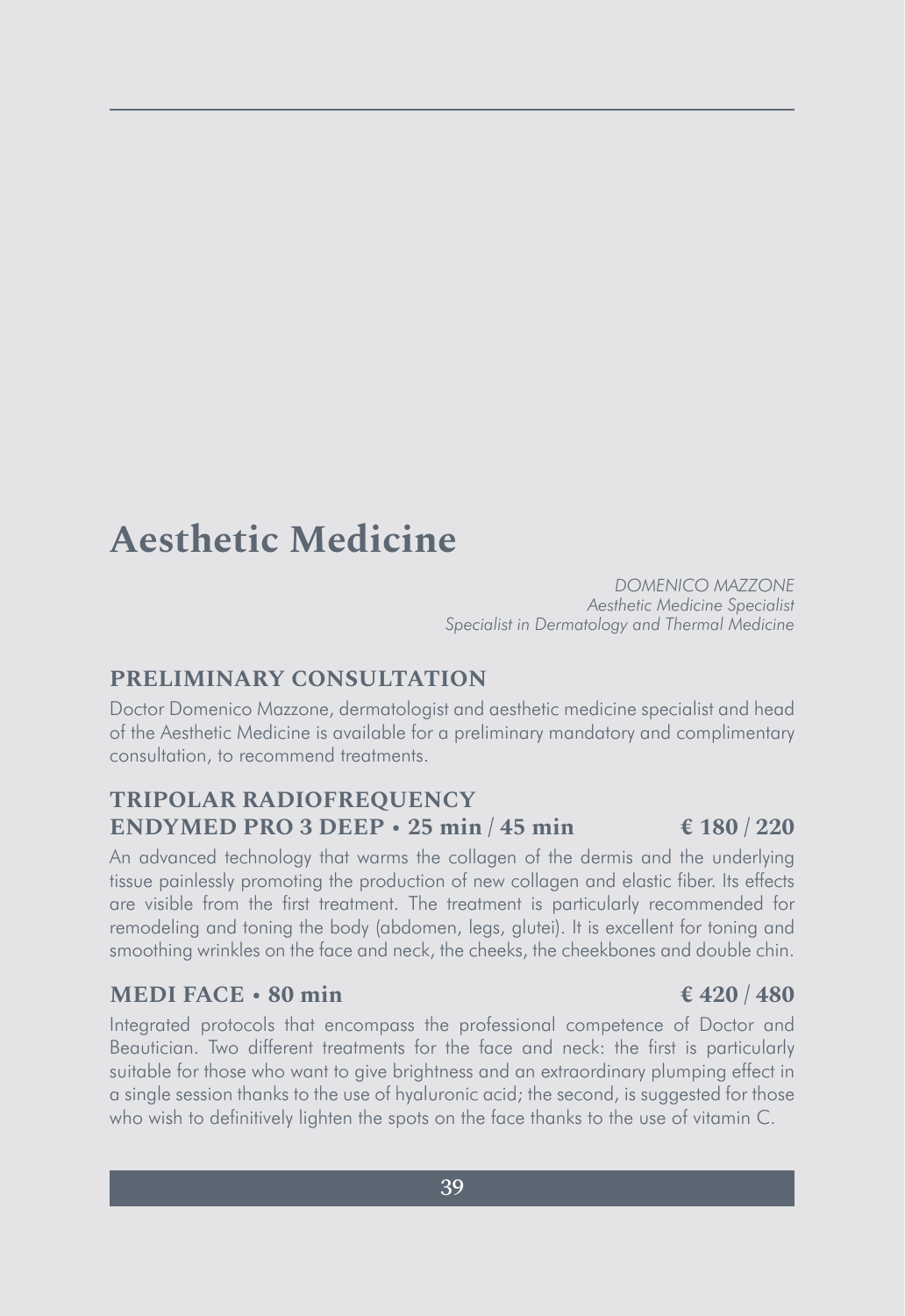# Aesthetic Medicine

*DOMENICO MAZZONE*
*Aesthetic Medicine Specialist*
*Specialist in Dermatology and Thermal Medicine*

## PRELIMINARY CONSULTATION

Doctor Domenico Mazzone, dermatologist and aesthetic medicine specialist and head of the Aesthetic Medicine is available for a preliminary mandatory and complimentary consultation, to recommend treatments.

## TRIPOLAR RADIOFREQUENCY ENDYMED PRO 3 DEEP • 25 min / 45 min — € 180 / 220

An advanced technology that warms the collagen of the dermis and the underlying tissue painlessly promoting the production of new collagen and elastic fiber. Its effects are visible from the first treatment. The treatment is particularly recommended for remodeling and toning the body (abdomen, legs, glutei). It is excellent for toning and smoothing wrinkles on the face and neck, the cheeks, the cheekbones and double chin.

## MEDI FACE • 80 min — € 420 / 480

Integrated protocols that encompass the professional competence of Doctor and Beautician. Two different treatments for the face and neck: the first is particularly suitable for those who want to give brightness and an extraordinary plumping effect in a single session thanks to the use of hyaluronic acid; the second, is suggested for those who wish to definitively lighten the spots on the face thanks to the use of vitamin C.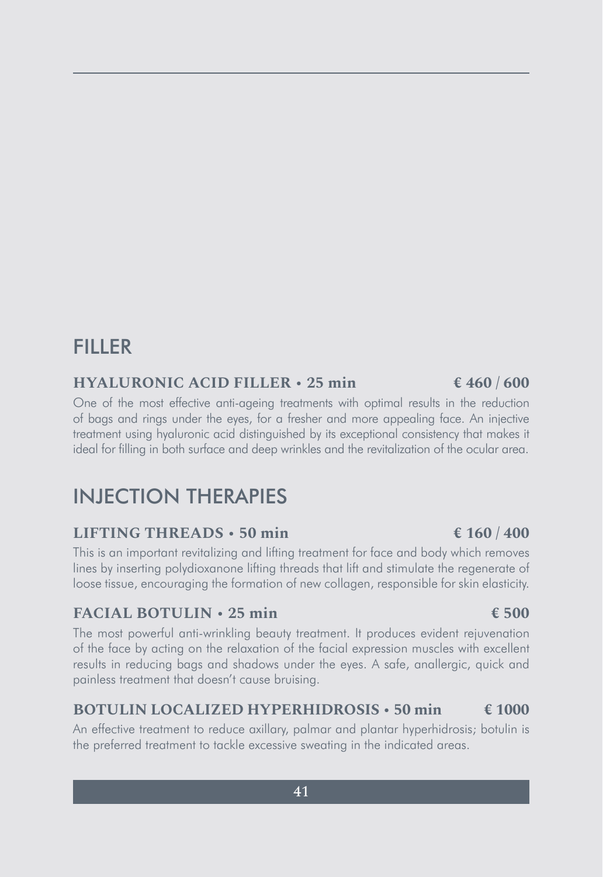## FILLER

### HYALURONIC ACID FILLER • 25 min € 460 / 600

One of the most effective anti-ageing treatments with optimal results in the reduction of bags and rings under the eyes, for a fresher and more appealing face. An injective treatment using hyaluronic acid distinguished by its exceptional consistency that makes it ideal for filling in both surface and deep wrinkles and the revitalization of the ocular area.

## INJECTION THERAPIES

### LIFTING THREADS • 50 min € 160 / 400

This is an important revitalizing and lifting treatment for face and body which removes lines by inserting polydioxanone lifting threads that lift and stimulate the regenerate of loose tissue, encouraging the formation of new collagen, responsible for skin elasticity.

### FACIAL BOTULIN • 25 min € 500

The most powerful anti-wrinkling beauty treatment. It produces evident rejuvenation of the face by acting on the relaxation of the facial expression muscles with excellent results in reducing bags and shadows under the eyes. A safe, anallergic, quick and painless treatment that doesn't cause bruising.

### BOTULIN LOCALIZED HYPERHIDROSIS • 50 min € 1000

An effective treatment to reduce axillary, palmar and plantar hyperhidrosis; botulin is the preferred treatment to tackle excessive sweating in the indicated areas.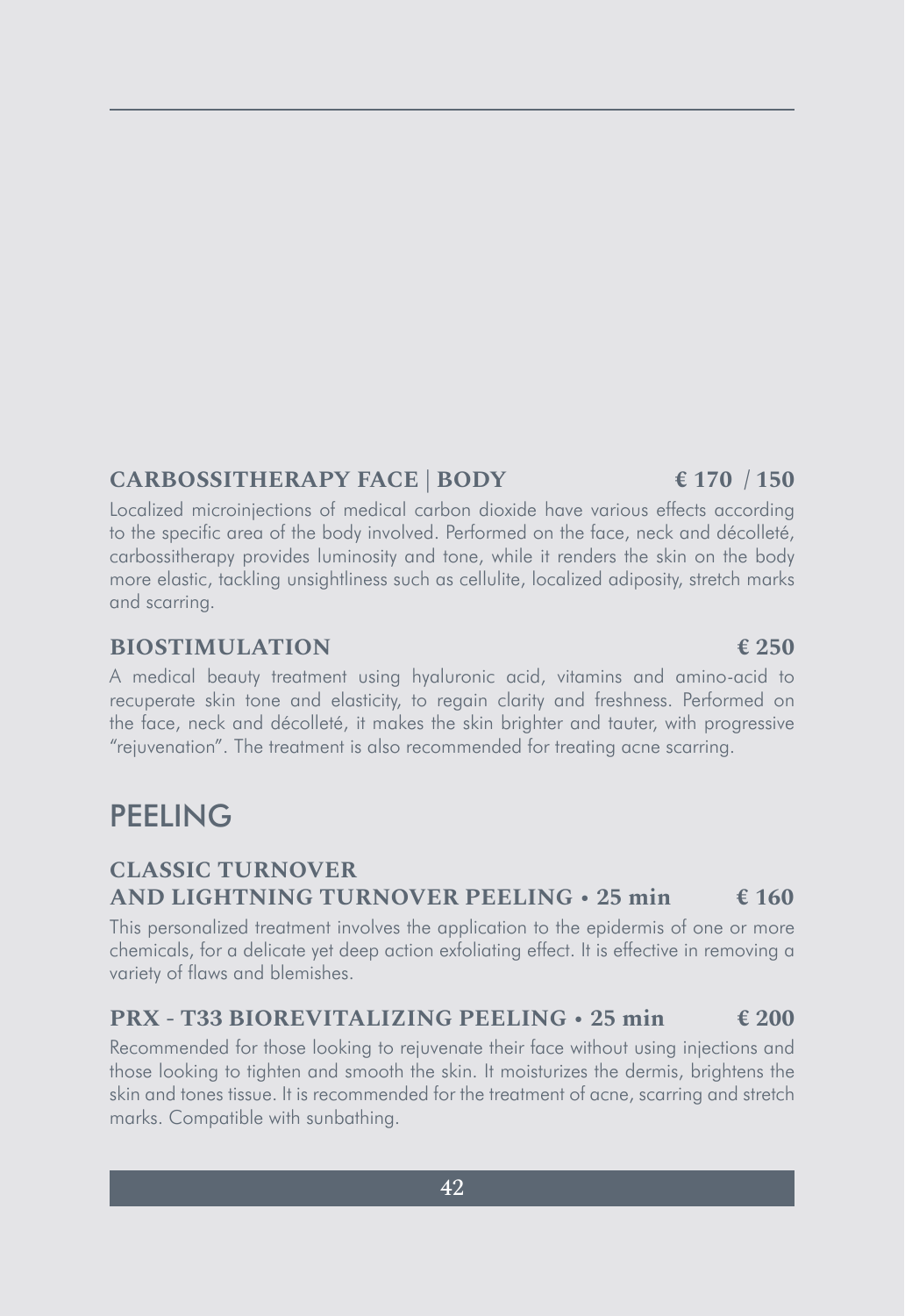### CARBOSSITHERAPY FACE | BODY € 170 / 150

Localized microinjections of medical carbon dioxide have various effects according to the specific area of the body involved. Performed on the face, neck and décolleté, carbossitherapy provides luminosity and tone, while it renders the skin on the body more elastic, tackling unsightliness such as cellulite, localized adiposity, stretch marks and scarring.

### BIOSTIMULATION € 250

A medical beauty treatment using hyaluronic acid, vitamins and amino-acid to recuperate skin tone and elasticity, to regain clarity and freshness. Performed on the face, neck and décolleté, it makes the skin brighter and tauter, with progressive "rejuvenation". The treatment is also recommended for treating acne scarring.

## PEELING

### CLASSIC TURNOVER AND LIGHTNING TURNOVER PEELING • 25 min € 160

This personalized treatment involves the application to the epidermis of one or more chemicals, for a delicate yet deep action exfoliating effect. It is effective in removing a variety of flaws and blemishes.

### PRX - T33 BIOREVITALIZING PEELING • 25 min € 200

Recommended for those looking to rejuvenate their face without using injections and those looking to tighten and smooth the skin. It moisturizes the dermis, brightens the skin and tones tissue. It is recommended for the treatment of acne, scarring and stretch marks. Compatible with sunbathing.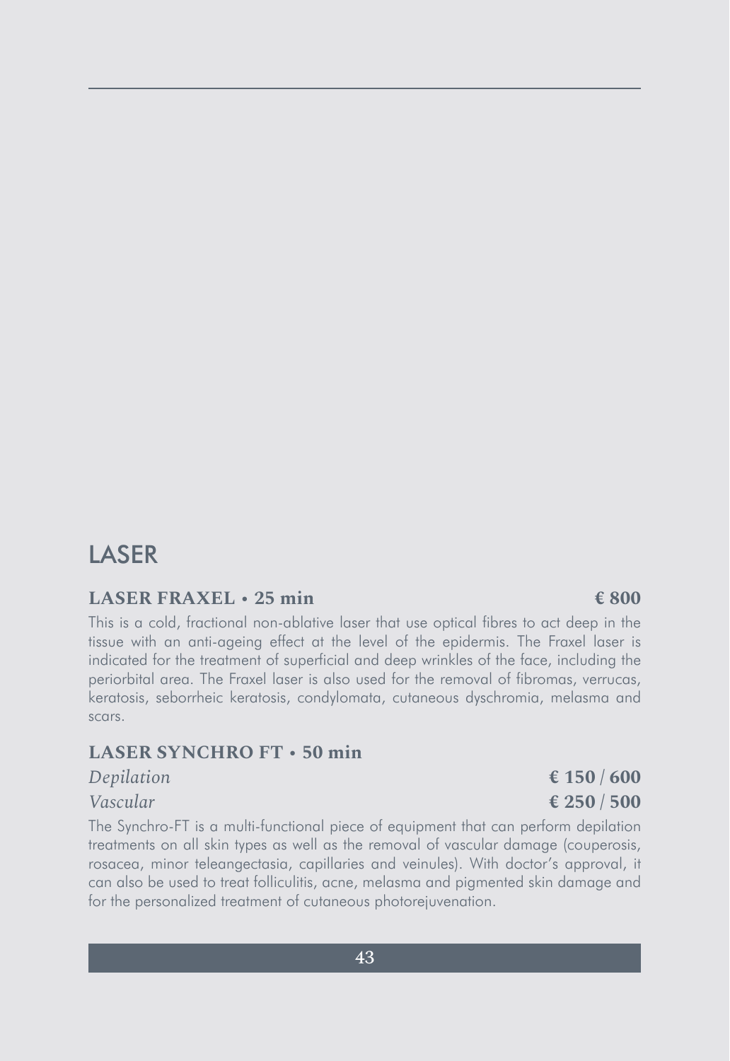# LASER

**LASER FRAXEL • 25 min** **€ 800**

This is a cold, fractional non-ablative laser that use optical fibres to act deep in the tissue with an anti-ageing effect at the level of the epidermis. The Fraxel laser is indicated for the treatment of superficial and deep wrinkles of the face, including the periorbital area. The Fraxel laser is also used for the removal of fibromas, verrucas, keratosis, seborrheic keratosis, condylomata, cutaneous dyschromia, melasma and scars.

**LASER SYNCHRO FT • 50 min**

*Depilation* **€ 150 / 600**

*Vascular* **€ 250 / 500**

The Synchro-FT is a multi-functional piece of equipment that can perform depilation treatments on all skin types as well as the removal of vascular damage (couperosis, rosacea, minor teleangectasia, capillaries and veinules). With doctor's approval, it can also be used to treat folliculitis, acne, melasma and pigmented skin damage and for the personalized treatment of cutaneous photorejuvenation.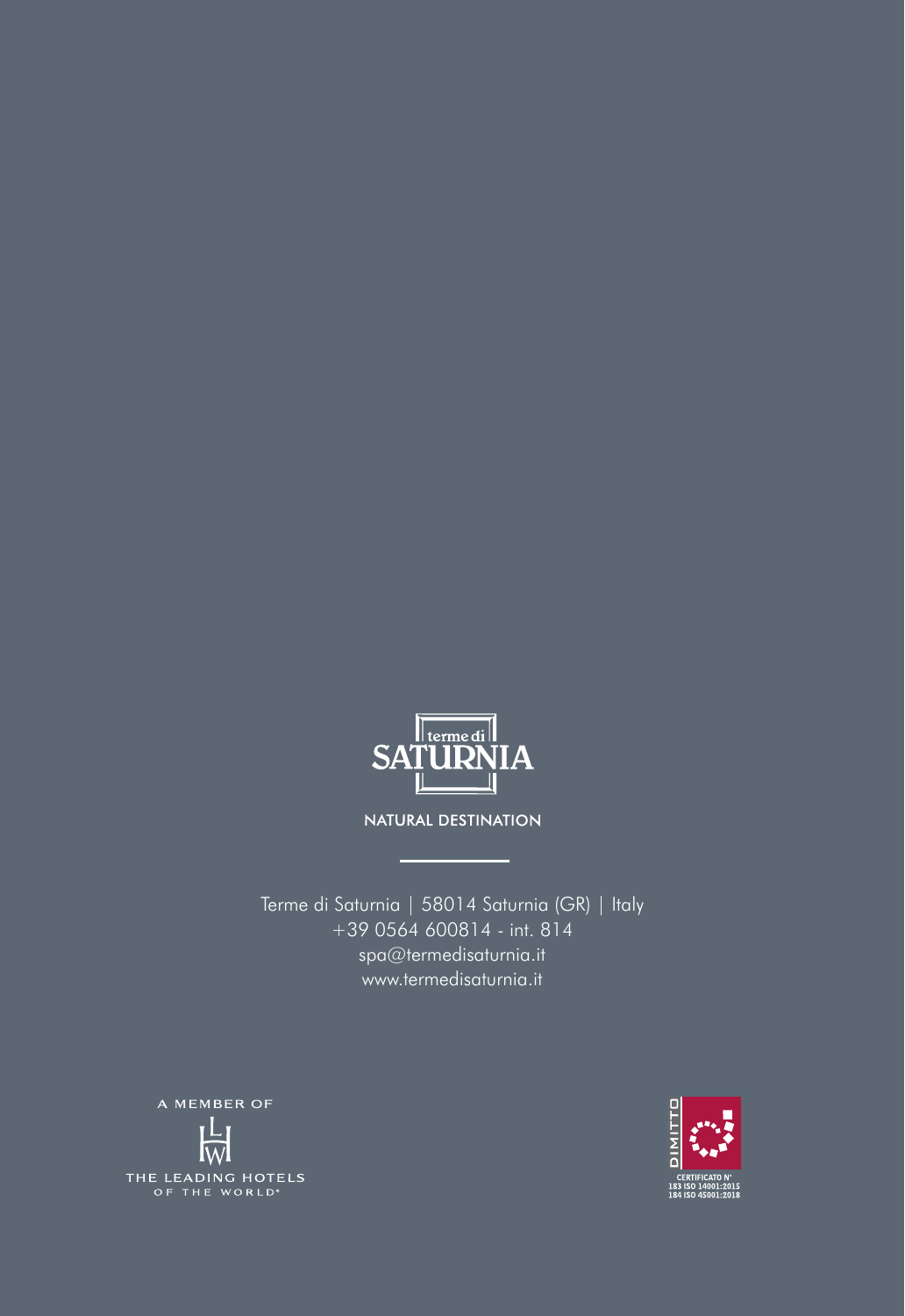terme di
SATURNIA

NATURAL DESTINATION

Terme di Saturnia | 58014 Saturnia (GR) | Italy
+39 0564 600814 - int. 814
spa@termedisaturnia.it
www.termedisaturnia.it

A MEMBER OF
THE LEADING HOTELS
OF THE WORLD®

DIMITTO
CERTIFICATO N°
183 ISO 14001:2015
184 ISO 45001:2018